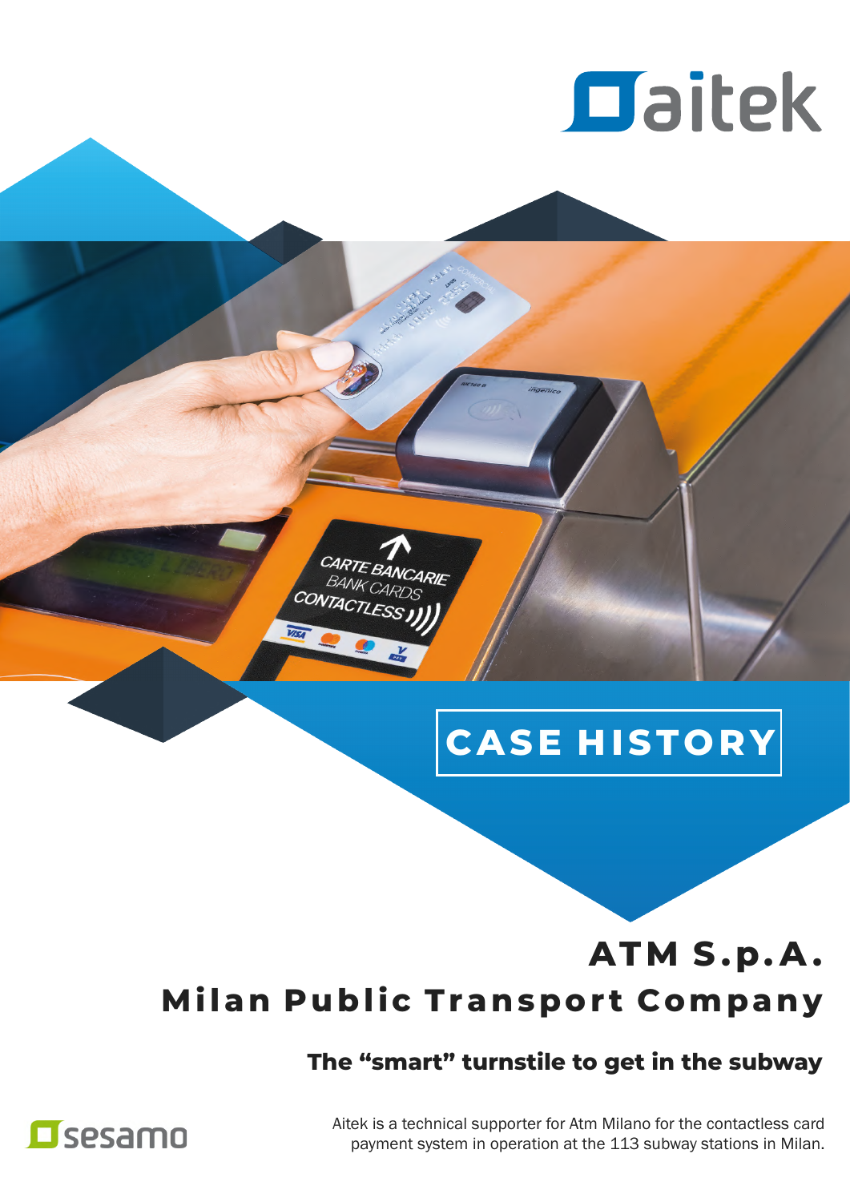aitek

# CASE HISTORY

## ATM S.p.A.
## Milan Public Transport Company

### The "smart" turnstile to get in the subway

sesamo

Aitek is a technical supporter for Atm Milano for the contactless card payment system in operation at the 113 subway stations in Milan.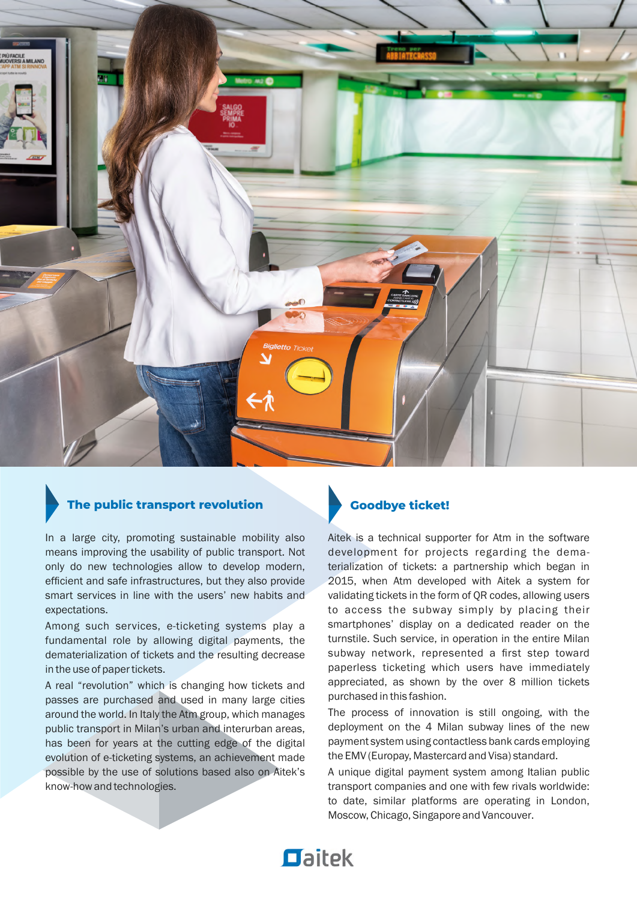## The public transport revolution

In a large city, promoting sustainable mobility also means improving the usability of public transport. Not only do new technologies allow to develop modern, efficient and safe infrastructures, but they also provide smart services in line with the users' new habits and expectations.

Among such services, e-ticketing systems play a fundamental role by allowing digital payments, the dematerialization of tickets and the resulting decrease in the use of paper tickets.

A real "revolution" which is changing how tickets and passes are purchased and used in many large cities around the world. In Italy the Atm group, which manages public transport in Milan's urban and interurban areas, has been for years at the cutting edge of the digital evolution of e-ticketing systems, an achievement made possible by the use of solutions based also on Aitek's know-how and technologies.

## Goodbye ticket!

Aitek is a technical supporter for Atm in the software development for projects regarding the dematerialization of tickets: a partnership which began in 2015, when Atm developed with Aitek a system for validating tickets in the form of QR codes, allowing users to access the subway simply by placing their smartphones' display on a dedicated reader on the turnstile. Such service, in operation in the entire Milan subway network, represented a first step toward paperless ticketing which users have immediately appreciated, as shown by the over 8 million tickets purchased in this fashion.

The process of innovation is still ongoing, with the deployment on the 4 Milan subway lines of the new payment system using contactless bank cards employing the EMV (Europay, Mastercard and Visa) standard.

A unique digital payment system among Italian public transport companies and one with few rivals worldwide: to date, similar platforms are operating in London, Moscow, Chicago, Singapore and Vancouver.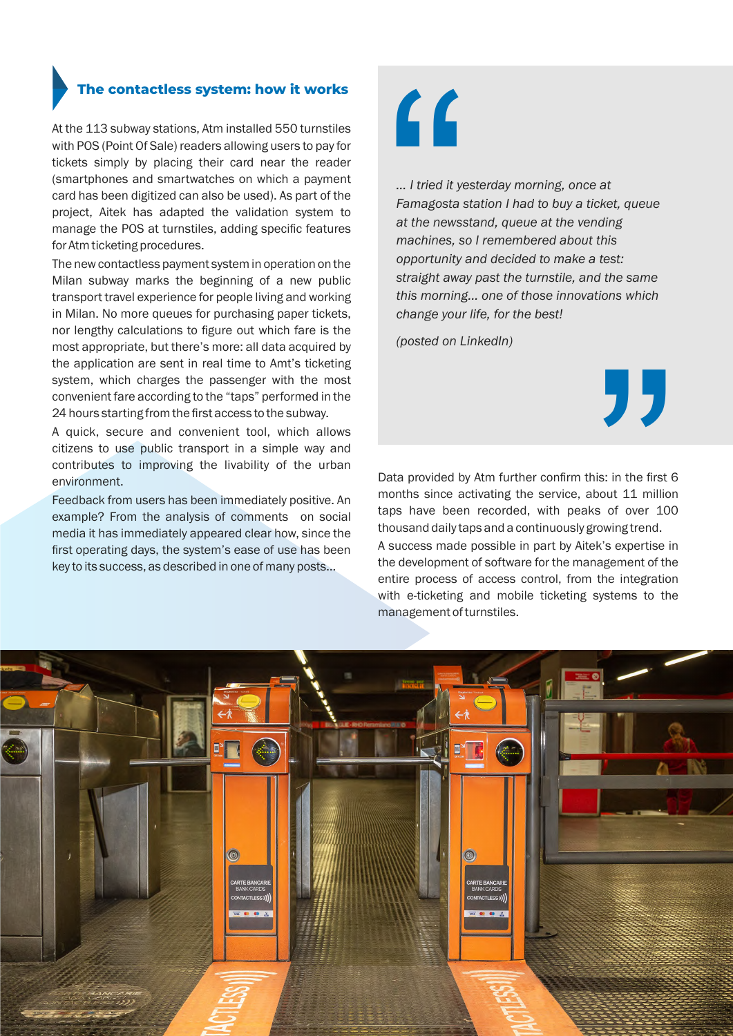## The contactless system: how it works

At the 113 subway stations, Atm installed 550 turnstiles with POS (Point Of Sale) readers allowing users to pay for tickets simply by placing their card near the reader (smartphones and smartwatches on which a payment card has been digitized can also be used). As part of the project, Aitek has adapted the validation system to manage the POS at turnstiles, adding specific features for Atm ticketing procedures.

The new contactless payment system in operation on the Milan subway marks the beginning of a new public transport travel experience for people living and working in Milan. No more queues for purchasing paper tickets, nor lengthy calculations to figure out which fare is the most appropriate, but there's more: all data acquired by the application are sent in real time to Amt's ticketing system, which charges the passenger with the most convenient fare according to the "taps" performed in the 24 hours starting from the first access to the subway.

A quick, secure and convenient tool, which allows citizens to use public transport in a simple way and contributes to improving the livability of the urban environment.

Feedback from users has been immediately positive. An example? From the analysis of comments on social media it has immediately appeared clear how, since the first operating days, the system's ease of use has been key to its success, as described in one of many posts...

> *... I tried it yesterday morning, once at Famagosta station I had to buy a ticket, queue at the newsstand, queue at the vending machines, so I remembered about this opportunity and decided to make a test: straight away past the turnstile, and the same this morning... one of those innovations which change your life, for the best!*
>
> *(posted on LinkedIn)*

Data provided by Atm further confirm this: in the first 6 months since activating the service, about 11 million taps have been recorded, with peaks of over 100 thousand daily taps and a continuously growing trend.

A success made possible in part by Aitek's expertise in the development of software for the management of the entire process of access control, from the integration with e-ticketing and mobile ticketing systems to the management of turnstiles.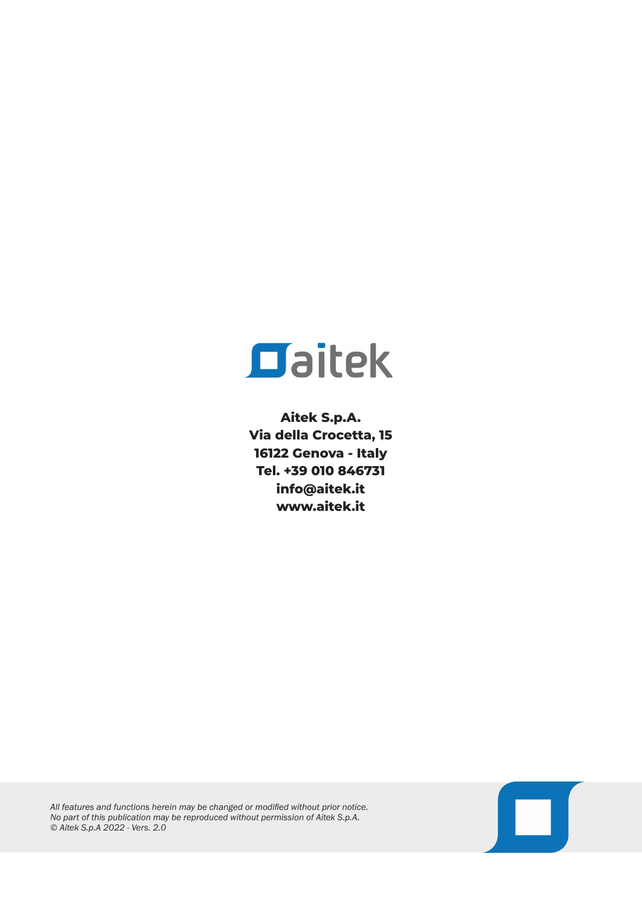**Aitek S.p.A.**
**Via della Crocetta, 15**
**16122 Genova - Italy**
**Tel. +39 010 846731**
**info@aitek.it**
**www.aitek.it**

*All features and functions herein may be changed or modified without prior notice.*
*No part of this publication may be reproduced without permission of Aitek S.p.A.*
*© Aitek S.p.A 2022 - Vers. 2.0*